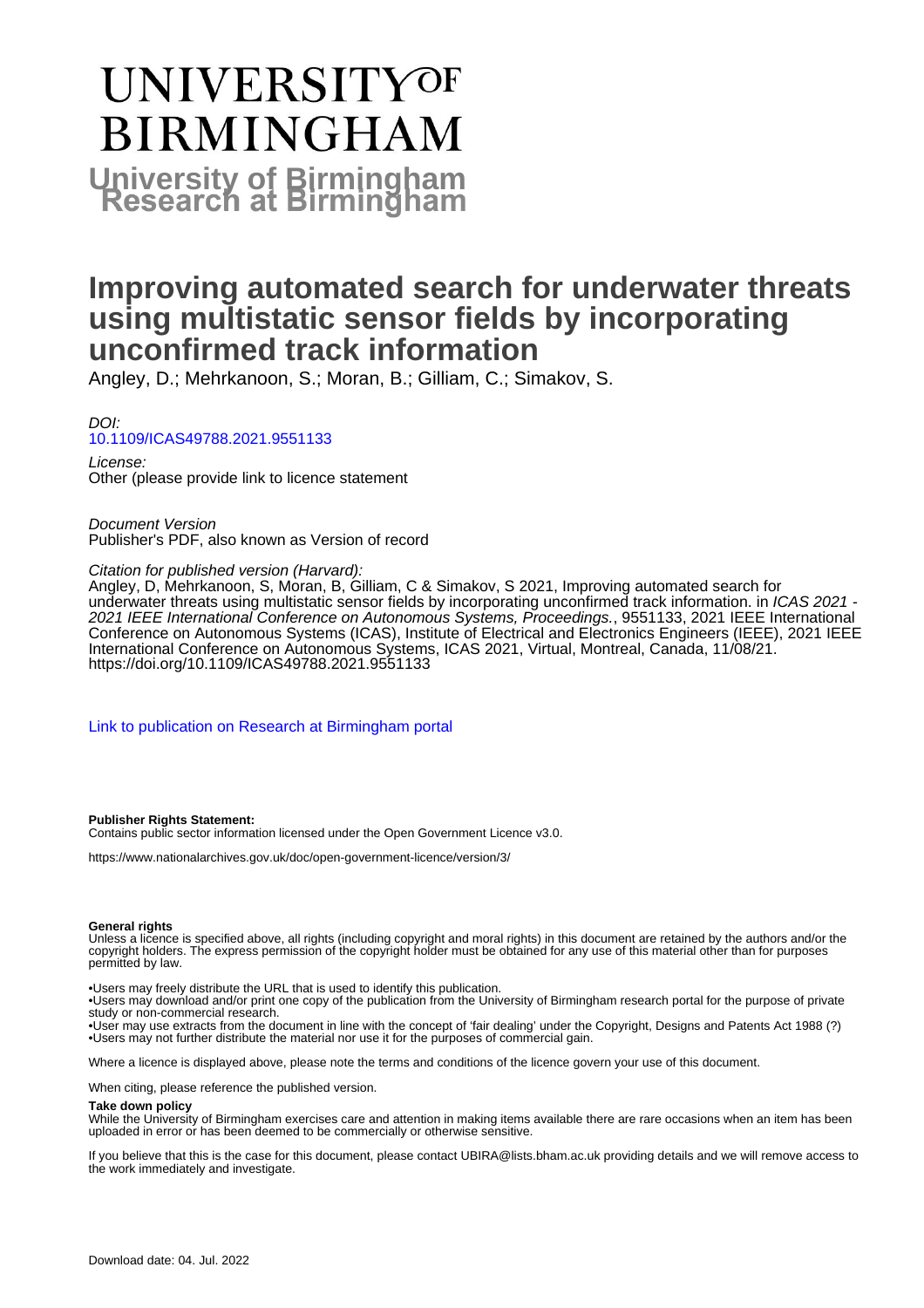# UNIVERSITY OF BIRMINGHAM

**University of Birmingham Research at Birmingham**

# Improving automated search for underwater threats using multistatic sensor fields by incorporating unconfirmed track information

Angley, D.; Mehrkanoon, S.; Moran, B.; Gilliam, C.; Simakov, S.

*DOI:*
10.1109/ICAS49788.2021.9551133

*License:*
Other (please provide link to licence statement

*Document Version*
Publisher's PDF, also known as Version of record

*Citation for published version (Harvard):*
Angley, D, Mehrkanoon, S, Moran, B, Gilliam, C & Simakov, S 2021, Improving automated search for underwater threats using multistatic sensor fields by incorporating unconfirmed track information. in *ICAS 2021 - 2021 IEEE International Conference on Autonomous Systems, Proceedings.*, 9551133, 2021 IEEE International Conference on Autonomous Systems (ICAS), Institute of Electrical and Electronics Engineers (IEEE), 2021 IEEE International Conference on Autonomous Systems, ICAS 2021, Virtual, Montreal, Canada, 11/08/21. https://doi.org/10.1109/ICAS49788.2021.9551133

Link to publication on Research at Birmingham portal

**Publisher Rights Statement:**
Contains public sector information licensed under the Open Government Licence v3.0.

https://www.nationalarchives.gov.uk/doc/open-government-licence/version/3/

**General rights**
Unless a licence is specified above, all rights (including copyright and moral rights) in this document are retained by the authors and/or the copyright holders. The express permission of the copyright holder must be obtained for any use of this material other than for purposes permitted by law.

•Users may freely distribute the URL that is used to identify this publication.
•Users may download and/or print one copy of the publication from the University of Birmingham research portal for the purpose of private study or non-commercial research.
•User may use extracts from the document in line with the concept of 'fair dealing' under the Copyright, Designs and Patents Act 1988 (?)
•Users may not further distribute the material nor use it for the purposes of commercial gain.

Where a licence is displayed above, please note the terms and conditions of the licence govern your use of this document.

When citing, please reference the published version.

**Take down policy**
While the University of Birmingham exercises care and attention in making items available there are rare occasions when an item has been uploaded in error or has been deemed to be commercially or otherwise sensitive.

If you believe that this is the case for this document, please contact UBIRA@lists.bham.ac.uk providing details and we will remove access to the work immediately and investigate.

Download date: 04. Jul. 2022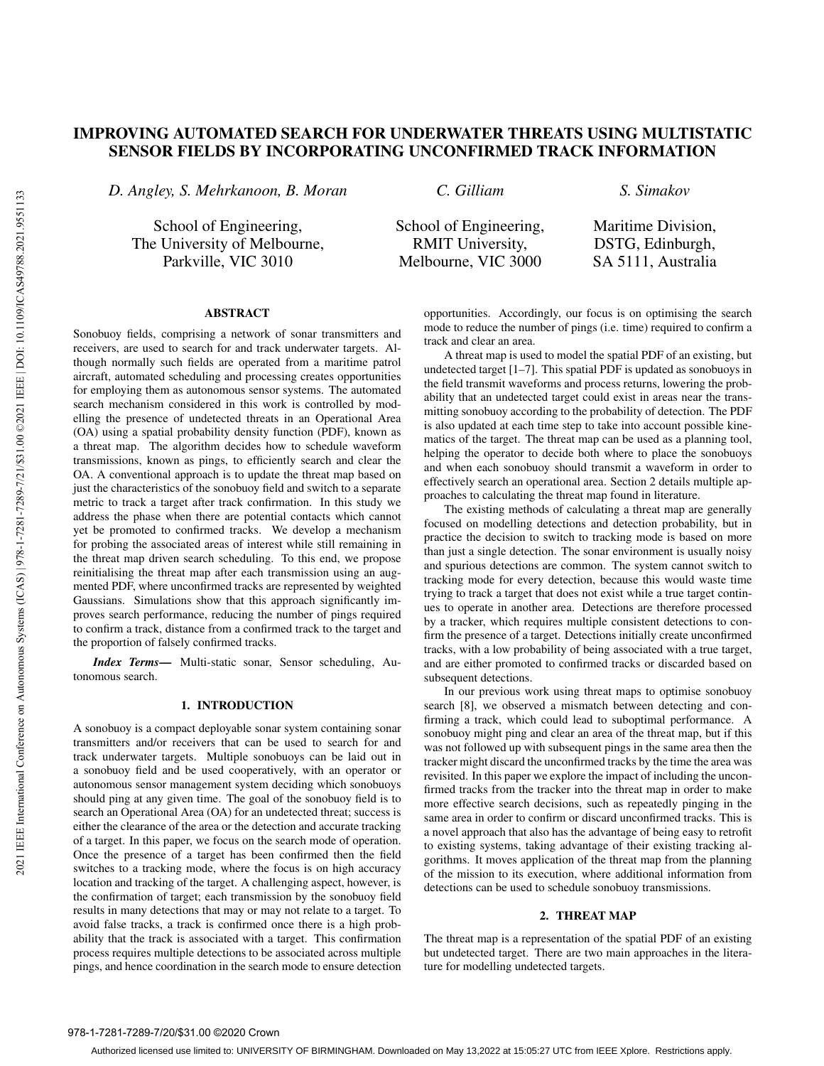# IMPROVING AUTOMATED SEARCH FOR UNDERWATER THREATS USING MULTISTATIC SENSOR FIELDS BY INCORPORATING UNCONFIRMED TRACK INFORMATION

*D. Angley, S. Mehrkanoon, B. Moran*

School of Engineering,
The University of Melbourne,
Parkville, VIC 3010

*C. Gilliam*

School of Engineering,
RMIT University,
Melbourne, VIC 3000

*S. Simakov*

Maritime Division,
DSTG, Edinburgh,
SA 5111, Australia

## ABSTRACT

Sonobuoy fields, comprising a network of sonar transmitters and receivers, are used to search for and track underwater targets. Although normally such fields are operated from a maritime patrol aircraft, automated scheduling and processing creates opportunities for employing them as autonomous sensor systems. The automated search mechanism considered in this work is controlled by modelling the presence of undetected threats in an Operational Area (OA) using a spatial probability density function (PDF), known as a threat map. The algorithm decides how to schedule waveform transmissions, known as pings, to efficiently search and clear the OA. A conventional approach is to update the threat map based on just the characteristics of the sonobuoy field and switch to a separate metric to track a target after track confirmation. In this study we address the phase when there are potential contacts which cannot yet be promoted to confirmed tracks. We develop a mechanism for probing the associated areas of interest while still remaining in the threat map driven search scheduling. To this end, we propose reinitialising the threat map after each transmission using an augmented PDF, where unconfirmed tracks are represented by weighted Gaussians. Simulations show that this approach significantly improves search performance, reducing the number of pings required to confirm a track, distance from a confirmed track to the target and the proportion of falsely confirmed tracks.

***Index Terms*—** Multi-static sonar, Sensor scheduling, Autonomous search.

## 1. INTRODUCTION

A sonobuoy is a compact deployable sonar system containing sonar transmitters and/or receivers that can be used to search for and track underwater targets. Multiple sonobuoys can be laid out in a sonobuoy field and be used cooperatively, with an operator or autonomous sensor management system deciding which sonobuoys should ping at any given time. The goal of the sonobuoy field is to search an Operational Area (OA) for an undetected threat; success is either the clearance of the area or the detection and accurate tracking of a target. In this paper, we focus on the search mode of operation. Once the presence of a target has been confirmed then the field switches to a tracking mode, where the focus is on high accuracy location and tracking of the target. A challenging aspect, however, is the confirmation of target; each transmission by the sonobuoy field results in many detections that may or may not relate to a target. To avoid false tracks, a track is confirmed once there is a high probability that the track is associated with a target. This confirmation process requires multiple detections to be associated across multiple pings, and hence coordination in the search mode to ensure detection opportunities. Accordingly, our focus is on optimising the search mode to reduce the number of pings (i.e. time) required to confirm a track and clear an area.

A threat map is used to model the spatial PDF of an existing, but undetected target [1–7]. This spatial PDF is updated as sonobuoys in the field transmit waveforms and process returns, lowering the probability that an undetected target could exist in areas near the transmitting sonobuoy according to the probability of detection. The PDF is also updated at each time step to take into account possible kinematics of the target. The threat map can be used as a planning tool, helping the operator to decide both where to place the sonobuoys and when each sonobuoy should transmit a waveform in order to effectively search an operational area. Section 2 details multiple approaches to calculating the threat map found in literature.

The existing methods of calculating a threat map are generally focused on modelling detections and detection probability, but in practice the decision to switch to tracking mode is based on more than just a single detection. The sonar environment is usually noisy and spurious detections are common. The system cannot switch to tracking mode for every detection, because this would waste time trying to track a target that does not exist while a true target continues to operate in another area. Detections are therefore processed by a tracker, which requires multiple consistent detections to confirm the presence of a target. Detections initially create unconfirmed tracks, with a low probability of being associated with a true target, and are either promoted to confirmed tracks or discarded based on subsequent detections.

In our previous work using threat maps to optimise sonobuoy search [8], we observed a mismatch between detecting and confirming a track, which could lead to suboptimal performance. A sonobuoy might ping and clear an area of the threat map, but if this was not followed up with subsequent pings in the same area then the tracker might discard the unconfirmed tracks by the time the area was revisited. In this paper we explore the impact of including the unconfirmed tracks from the tracker into the threat map in order to make more effective search decisions, such as repeatedly pinging in the same area in order to confirm or discard unconfirmed tracks. This is a novel approach that also has the advantage of being easy to retrofit to existing systems, taking advantage of their existing tracking algorithms. It moves application of the threat map from the planning of the mission to its execution, where additional information from detections can be used to schedule sonobuoy transmissions.

## 2. THREAT MAP

The threat map is a representation of the spatial PDF of an existing but undetected target. There are two main approaches in the literature for modelling undetected targets.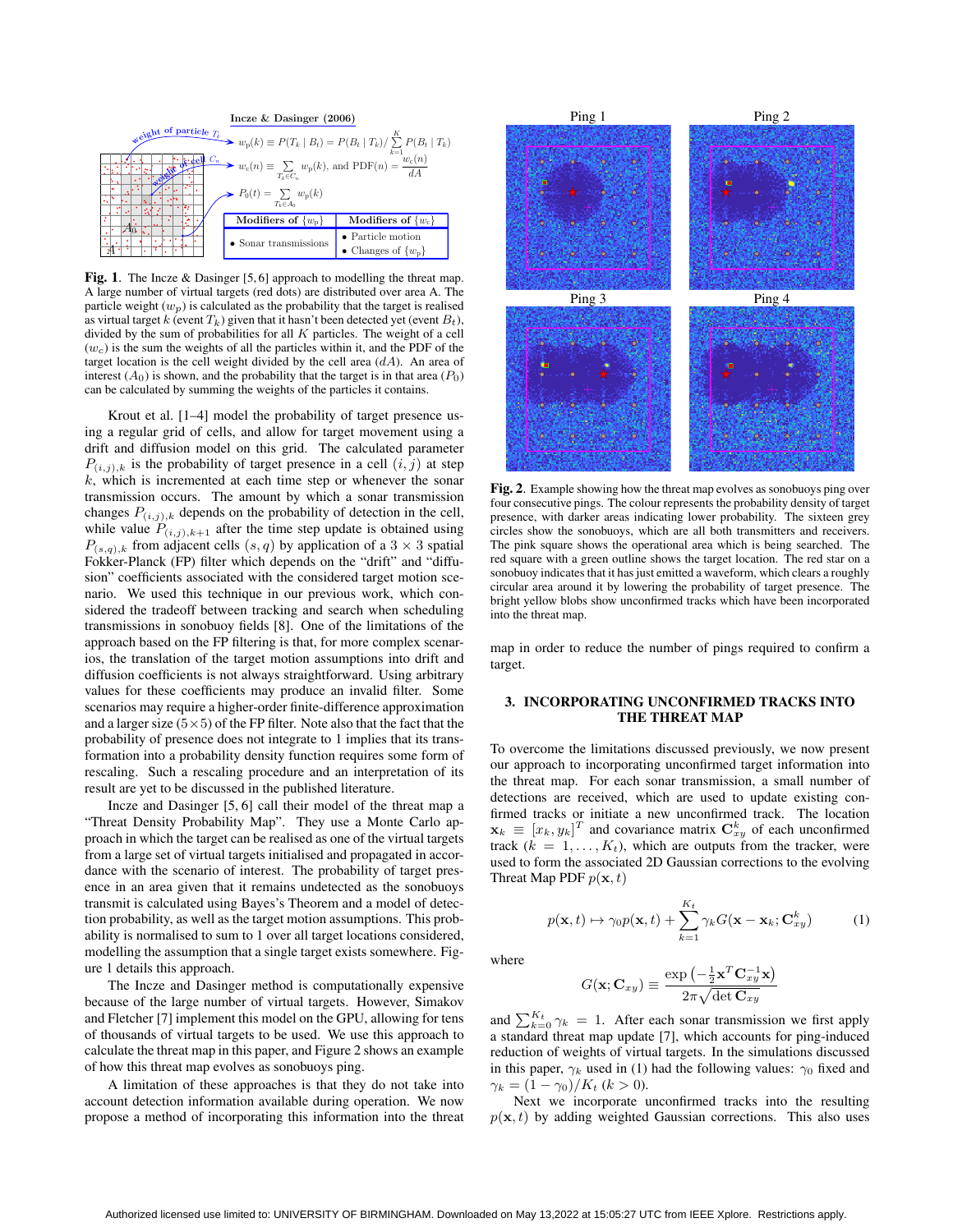**Fig. 1**. The Incze & Dasinger [5, 6] approach to modelling the threat map. A large number of virtual targets (red dots) are distributed over area A. The particle weight ($w_p$) is calculated as the probability that the target is realised as virtual target $k$ (event $T_k$) given that it hasn't been detected yet (event $B_t$), divided by the sum of probabilities for all $K$ particles. The weight of a cell ($w_c$) is the sum the weights of all the particles within it, and the PDF of the target location is the cell weight divided by the cell area ($dA$). An area of interest ($A_0$) is shown, and the probability that the target is in that area ($P_0$) can be calculated by summing the weights of the particles it contains.

Krout et al. [1–4] model the probability of target presence using a regular grid of cells, and allow for target movement using a drift and diffusion model on this grid. The calculated parameter $P_{(i,j),k}$ is the probability of target presence in a cell $(i, j)$ at step $k$, which is incremented at each time step or whenever the sonar transmission occurs. The amount by which a sonar transmission changes $P_{(i,j),k}$ depends on the probability of detection in the cell, while value $P_{(i,j),k+1}$ after the time step update is obtained using $P_{(s,q),k}$ from adjacent cells $(s, q)$ by application of a $3 \times 3$ spatial Fokker-Planck (FP) filter which depends on the "drift" and "diffusion" coefficients associated with the considered target motion scenario. We used this technique in our previous work, which considered the tradeoff between tracking and search when scheduling transmissions in sonobuoy fields [8]. One of the limitations of the approach based on the FP filtering is that, for more complex scenarios, the translation of the target motion assumptions into drift and diffusion coefficients is not always straightforward. Using arbitrary values for these coefficients may produce an invalid filter. Some scenarios may require a higher-order finite-difference approximation and a larger size ($5 \times 5$) of the FP filter. Note also that the fact that the probability of presence does not integrate to 1 implies that its transformation into a probability density function requires some form of rescaling. Such a rescaling procedure and an interpretation of its result are yet to be discussed in the published literature.

Incze and Dasinger [5, 6] call their model of the threat map a "Threat Density Probability Map". They use a Monte Carlo approach in which the target can be realised as one of the virtual targets from a large set of virtual targets initialised and propagated in accordance with the scenario of interest. The probability of target presence in an area given that it remains undetected as the sonobuoys transmit is calculated using Bayes's Theorem and a model of detection probability, as well as the target motion assumptions. This probability is normalised to sum to 1 over all target locations considered, modelling the assumption that a single target exists somewhere. Figure 1 details this approach.

The Incze and Dasinger method is computationally expensive because of the large number of virtual targets. However, Simakov and Fletcher [7] implement this model on the GPU, allowing for tens of thousands of virtual targets to be used. We use this approach to calculate the threat map in this paper, and Figure 2 shows an example of how this threat map evolves as sonobuoys ping.

A limitation of these approaches is that they do not take into account detection information available during operation. We now propose a method of incorporating this information into the threat map in order to reduce the number of pings required to confirm a target.

**Fig. 2**. Example showing how the threat map evolves as sonobuoys ping over four consecutive pings. The colour represents the probability density of target presence, with darker areas indicating lower probability. The sixteen grey circles show the sonobuoys, which are all both transmitters and receivers. The pink square shows the operational area which is being searched. The red star shows the target location. The red square with a green outline shows that a sonobuoy indicates that it has just emitted a waveform, which clears a roughly circular area around it by lowering the probability of target presence. The bright yellow blobs show unconfirmed tracks which have been incorporated into the threat map.

## 3. INCORPORATING UNCONFIRMED TRACKS INTO THE THREAT MAP

To overcome the limitations discussed previously, we now present our approach to incorporating unconfirmed target information into the threat map. For each sonar transmission, a small number of detections are received, which are used to update existing confirmed tracks or initiate a new unconfirmed track. The location $\mathbf{x}_k \equiv [x_k, y_k]^T$ and covariance matrix $\mathbf{C}_{xy}^k$ of each unconfirmed track ($k = 1, \ldots, K_t$), which are outputs from the tracker, were used to form the associated 2D Gaussian corrections to the evolving Threat Map PDF $p(\mathbf{x}, t)$

$$p(\mathbf{x}, t) \mapsto \gamma_0 p(\mathbf{x}, t) + \sum_{k=1}^{K_t} \gamma_k G(\mathbf{x} - \mathbf{x}_k; \mathbf{C}_{xy}^k) \tag{1}$$

where

$$G(\mathbf{x}; \mathbf{C}_{xy}) \equiv \frac{\exp\left(-\frac{1}{2}\mathbf{x}^T \mathbf{C}_{xy}^{-1} \mathbf{x}\right)}{2\pi\sqrt{\det \mathbf{C}_{xy}}}$$

and $\sum_{k=0}^{K_t} \gamma_k = 1$. After each sonar transmission we first apply a standard threat map update [7], which accounts for ping-induced reduction of weights of virtual targets. In the simulations discussed in this paper, $\gamma_k$ used in (1) had the following values: $\gamma_0$ fixed and $\gamma_k = (1 - \gamma_0)/K_t$ ($k > 0$).

Next we incorporate unconfirmed tracks into the resulting $p(\mathbf{x}, t)$ by adding weighted Gaussian corrections. This also uses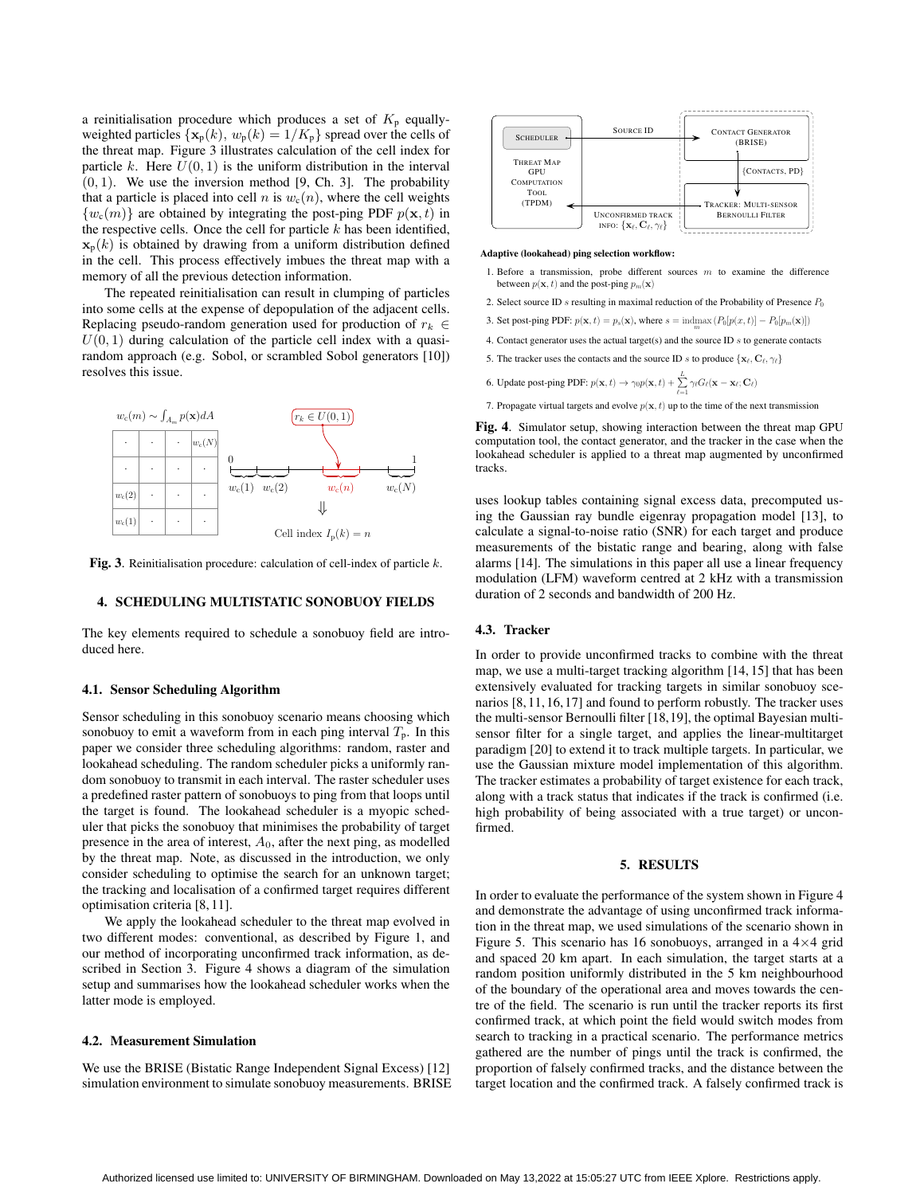a reinitialisation procedure which produces a set of $K_\mathrm{p}$ equally-weighted particles $\{\mathbf{x}_\mathrm{p}(k),\, w_\mathrm{p}(k) = 1/K_\mathrm{p}\}$ spread over the cells of the threat map. Figure 3 illustrates calculation of the cell index for particle $k$. Here $U(0,1)$ is the uniform distribution in the interval $(0,1)$. We use the inversion method [9, Ch. 3]. The probability that a particle is placed into cell $n$ is $w_\mathrm{c}(n)$, where the cell weights $\{w_\mathrm{c}(m)\}$ are obtained by integrating the post-ping PDF $p(\mathbf{x}, t)$ in the respective cells. Once the cell for particle $k$ has been identified, $\mathbf{x}_\mathrm{p}(k)$ is obtained by drawing from a uniform distribution defined in the cell. This process effectively imbues the threat map with a memory of all the previous detection information.

The repeated reinitialisation can result in clumping of particles into some cells at the expense of depopulation of the adjacent cells. Replacing pseudo-random generation used for production of $r_k \in U(0,1)$ during calculation of the particle cell index with a quasi-random approach (e.g. Sobol, or scrambled Sobol generators [10]) resolves this issue.

**Fig. 3**. Reinitialisation procedure: calculation of cell-index of particle $k$.

## 4. SCHEDULING MULTISTATIC SONOBUOY FIELDS

The key elements required to schedule a sonobuoy field are introduced here.

### 4.1. Sensor Scheduling Algorithm

Sensor scheduling in this sonobuoy scenario means choosing which sonobuoy to emit a waveform from in each ping interval $T_\mathrm{p}$. In this paper we consider three scheduling algorithms: random, raster and lookahead scheduling. The random scheduler picks a uniformly random sonobuoy to transmit in each interval. The raster scheduler uses a predefined raster pattern of sonobuoys to ping from that loops until the target is found. The lookahead scheduler is a myopic scheduler that picks the sonobuoy that minimises the probability of target presence in the area of interest, $A_0$, after the next ping, as modelled by the threat map. Note, as discussed in the introduction, we only consider scheduling to optimise the search for an unknown target; the tracking and localisation of a confirmed target requires different optimisation criteria [8, 11].

We apply the lookahead scheduler to the threat map evolved in two different modes: conventional, as described by Figure 1, and our method of incorporating unconfirmed track information, as described in Section 3. Figure 4 shows a diagram of the simulation setup and summarises how the lookahead scheduler works when the latter mode is employed.

### 4.2. Measurement Simulation

We use the BRISE (Bistatic Range Independent Signal Excess) [12] simulation environment to simulate sonobuoy measurements. BRISE uses lookup tables containing signal excess data, precomputed using the Gaussian ray bundle eigenray propagation model [13], to calculate a signal-to-noise ratio (SNR) for each target and produce measurements of the bistatic range and bearing, along with false alarms [14]. The simulations in this paper all use a linear frequency modulation (LFM) waveform centred at 2 kHz with a transmission duration of 2 seconds and bandwidth of 200 Hz.

**Adaptive (lookahead) ping selection workflow:**

1. Before a transmission, probe different sources $m$ to examine the difference between $p(\mathbf{x}, t)$ and the post-ping $p_m(\mathbf{x})$
2. Select source ID $s$ resulting in maximal reduction of the Probability of Presence $P_0$
3. Set post-ping PDF: $p(\mathbf{x}, t) = p_s(\mathbf{x})$, where $s = \operatorname{indmax}_m (P_0[p(x,t)] - P_0[p_m(\mathbf{x})])$
4. Contact generator uses the actual target(s) and the source ID $s$ to generate contacts
5. The tracker uses the contacts and the source ID $s$ to produce $\{\mathbf{x}_\ell, \mathbf{C}_\ell, \gamma_\ell\}$
6. Update post-ping PDF: $p(\mathbf{x}, t) \rightarrow \gamma_0 p(\mathbf{x}, t) + \sum_{\ell=1}^{L} \gamma_\ell G_\ell(\mathbf{x} - \mathbf{x}_\ell, \mathbf{C}_\ell)$
7. Propagate virtual targets and evolve $p(\mathbf{x}, t)$ up to the time of the next transmission

**Fig. 4**. Simulator setup, showing interaction between the threat map GPU computation tool, the contact generator, and the tracker in the case when the lookahead scheduler is applied to a threat map augmented by unconfirmed tracks.

### 4.3. Tracker

In order to provide unconfirmed tracks to combine with the threat map, we use a multi-target tracking algorithm [14, 15] that has been extensively evaluated for tracking targets in similar sonobuoy scenarios [8, 11, 16, 17] and found to perform robustly. The tracker uses the multi-sensor Bernoulli filter [18, 19], the optimal Bayesian multi-sensor filter for a single target, and applies the linear-multitarget paradigm [20] to extend it to track multiple targets. In particular, we use the Gaussian mixture model implementation of this algorithm. The tracker estimates a probability of target existence for each track, along with a track status that indicates if the track is confirmed (i.e. high probability of being associated with a true target) or unconfirmed.

## 5. RESULTS

In order to evaluate the performance of the system shown in Figure 4 and demonstrate the advantage of using unconfirmed track information in the threat map, we used simulations of the scenario shown in Figure 5. This scenario has 16 sonobuoys, arranged in a 4×4 grid and spaced 20 km apart. In each simulation, the target starts at a random position uniformly distributed in the 5 km neighbourhood of the boundary of the operational area and moves towards the centre of the field. The scenario is run until the tracker reports its first confirmed track, at which point the field would switch modes from search to tracking in a practical scenario. The performance metrics gathered are the number of pings until the track is confirmed, the proportion of falsely confirmed tracks, and the distance between the target location and the confirmed track. A falsely confirmed track is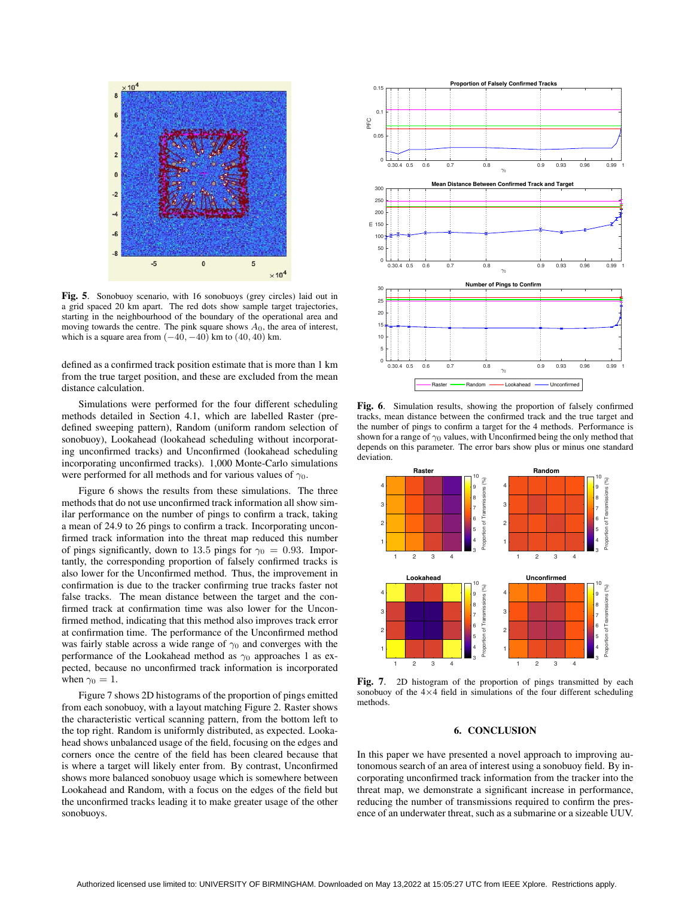**Fig. 5**. Sonobuoy scenario, with 16 sonobuoys (grey circles) laid out in a grid spaced 20 km apart. The red dots show sample target trajectories, starting in the neighbourhood of the boundary of the operational area and moving towards the centre. The pink square shows $A_0$, the area of interest, which is a square area from $(-40, -40)$ km to $(40, 40)$ km.

defined as a confirmed track position estimate that is more than 1 km from the true target position, and these are excluded from the mean distance calculation.

Simulations were performed for the four different scheduling methods detailed in Section 4.1, which are labelled Raster (predefined sweeping pattern), Random (uniform random selection of sonobuoy), Lookahead (lookahead scheduling without incorporating unconfirmed tracks) and Unconfirmed (lookahead scheduling incorporating unconfirmed tracks). 1,000 Monte-Carlo simulations were performed for all methods and for various values of $\gamma_0$.

Figure 6 shows the results from these simulations. The three methods that do not use unconfirmed track information all show similar performance on the number of pings to confirm a track, taking a mean of 24.9 to 26 pings to confirm a track. Incorporating unconfirmed track information into the threat map reduced this number of pings significantly, down to 13.5 pings for $\gamma_0 = 0.93$. Importantly, the corresponding proportion of falsely confirmed tracks is also lower for the Unconfirmed method. Thus, the improvement in confirmation is due to the tracker confirming true tracks faster not false tracks. The mean distance between the target and the confirmed track at confirmation time was also lower for the Unconfirmed method, indicating that this method also improves track error at confirmation time. The performance of the Unconfirmed method was fairly stable across a wide range of $\gamma_0$ and converges with the performance of the Lookahead method as $\gamma_0$ approaches 1 as expected, because no unconfirmed track information is incorporated when $\gamma_0 = 1$.

Figure 7 shows 2D histograms of the proportion of pings emitted from each sonobuoy, with a layout matching Figure 2. Raster shows the characteristic scanning pattern, from the bottom left to the top right. Random is uniformly distributed, as expected. Lookahead shows unbalanced usage of the field, focusing on the edges and corners once the centre of the field has been cleared because that is where a target will likely enter from. By contrast, Unconfirmed shows more balanced sonobuoy usage which is somewhere between Lookahead and Random, with a focus on the edges of the field but the unconfirmed tracks leading it to make greater usage of the other sonobuoys.

**Fig. 6**. Simulation results, showing the proportion of falsely confirmed tracks, mean distance between the confirmed track and the true target and the number of pings to confirm a target for the 4 methods. Performance is shown for a range of $\gamma_0$ values, with Unconfirmed being the only method that depends on this parameter. The error bars show plus or minus one standard deviation.

**Fig. 7**. 2D histogram of the proportion of pings transmitted by each sonobuoy of the 4×4 field in simulations of the four different scheduling methods.

## 6. CONCLUSION

In this paper we have presented a novel approach to improving autonomous search of an area of interest using a sonobuoy field. By incorporating unconfirmed track information from the tracker into the threat map, we demonstrate a significant increase in performance, reducing the number of transmissions required to confirm the presence of an underwater threat, such as a submarine or a sizeable UUV.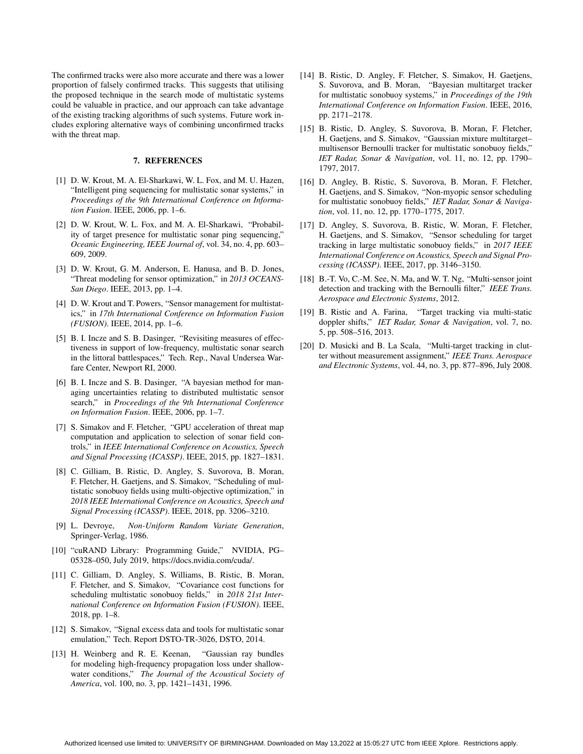The confirmed tracks were also more accurate and there was a lower proportion of falsely confirmed tracks. This suggests that utilising the proposed technique in the search mode of multistatic systems could be valuable in practice, and our approach can take advantage of the existing tracking algorithms of such systems. Future work includes exploring alternative ways of combining unconfirmed tracks with the threat map.

## 7. REFERENCES

[1] D. W. Krout, M. A. El-Sharkawi, W. L. Fox, and M. U. Hazen, "Intelligent ping sequencing for multistatic sonar systems," in *Proceedings of the 9th International Conference on Information Fusion*. IEEE, 2006, pp. 1–6.

[2] D. W. Krout, W. L. Fox, and M. A. El-Sharkawi, "Probability of target presence for multistatic sonar ping sequencing," *Oceanic Engineering, IEEE Journal of*, vol. 34, no. 4, pp. 603–609, 2009.

[3] D. W. Krout, G. M. Anderson, E. Hanusa, and B. D. Jones, "Threat modeling for sensor optimization," in *2013 OCEANS-San Diego*. IEEE, 2013, pp. 1–4.

[4] D. W. Krout and T. Powers, "Sensor management for multistatics," in *17th International Conference on Information Fusion (FUSION)*. IEEE, 2014, pp. 1–6.

[5] B. I. Incze and S. B. Dasinger, "Revisiting measures of effectiveness in support of low-frequency, multistatic sonar search in the littoral battlespaces," Tech. Rep., Naval Undersea Warfare Center, Newport RI, 2000.

[6] B. I. Incze and S. B. Dasinger, "A bayesian method for managing uncertainties relating to distributed multistatic sensor search," in *Proceedings of the 9th International Conference on Information Fusion*. IEEE, 2006, pp. 1–7.

[7] S. Simakov and F. Fletcher, "GPU acceleration of threat map computation and application to selection of sonar field controls," in *IEEE International Conference on Acoustics, Speech and Signal Processing (ICASSP)*. IEEE, 2015, pp. 1827–1831.

[8] C. Gilliam, B. Ristic, D. Angley, S. Suvorova, B. Moran, F. Fletcher, H. Gaetjens, and S. Simakov, "Scheduling of multistatic sonobuoy fields using multi-objective optimization," in *2018 IEEE International Conference on Acoustics, Speech and Signal Processing (ICASSP)*. IEEE, 2018, pp. 3206–3210.

[9] L. Devroye, *Non-Uniform Random Variate Generation*, Springer-Verlag, 1986.

[10] "cuRAND Library: Programming Guide," NVIDIA, PG–05328–050, July 2019, https://docs.nvidia.com/cuda/.

[11] C. Gilliam, D. Angley, S. Williams, B. Ristic, B. Moran, F. Fletcher, and S. Simakov, "Covariance cost functions for scheduling multistatic sonobuoy fields," in *2018 21st International Conference on Information Fusion (FUSION)*. IEEE, 2018, pp. 1–8.

[12] S. Simakov, "Signal excess data and tools for multistatic sonar emulation," Tech. Report DSTO-TR-3026, DSTO, 2014.

[13] H. Weinberg and R. E. Keenan, "Gaussian ray bundles for modeling high-frequency propagation loss under shallow-water conditions," *The Journal of the Acoustical Society of America*, vol. 100, no. 3, pp. 1421–1431, 1996.

[14] B. Ristic, D. Angley, F. Fletcher, S. Simakov, H. Gaetjens, S. Suvorova, and B. Moran, "Bayesian multitarget tracker for multistatic sonobuoy systems," in *Proceedings of the 19th International Conference on Information Fusion*. IEEE, 2016, pp. 2171–2178.

[15] B. Ristic, D. Angley, S. Suvorova, B. Moran, F. Fletcher, H. Gaetjens, and S. Simakov, "Gaussian mixture multitarget–multisensor Bernoulli tracker for multistatic sonobuoy fields," *IET Radar, Sonar & Navigation*, vol. 11, no. 12, pp. 1790–1797, 2017.

[16] D. Angley, B. Ristic, S. Suvorova, B. Moran, F. Fletcher, H. Gaetjens, and S. Simakov, "Non-myopic sensor scheduling for multistatic sonobuoy fields," *IET Radar, Sonar & Navigation*, vol. 11, no. 12, pp. 1770–1775, 2017.

[17] D. Angley, S. Suvorova, B. Ristic, W. Moran, F. Fletcher, H. Gaetjens, and S. Simakov, "Sensor scheduling for target tracking in large multistatic sonobuoy fields," in *2017 IEEE International Conference on Acoustics, Speech and Signal Processing (ICASSP)*. IEEE, 2017, pp. 3146–3150.

[18] B.-T. Vo, C.-M. See, N. Ma, and W. T. Ng, "Multi-sensor joint detection and tracking with the Bernoulli filter," *IEEE Trans. Aerospace and Electronic Systems*, 2012.

[19] B. Ristic and A. Farina, "Target tracking via multi-static doppler shifts," *IET Radar, Sonar & Navigation*, vol. 7, no. 5, pp. 508–516, 2013.

[20] D. Musicki and B. La Scala, "Multi-target tracking in clutter without measurement assignment," *IEEE Trans. Aerospace and Electronic Systems*, vol. 44, no. 3, pp. 877–896, July 2008.